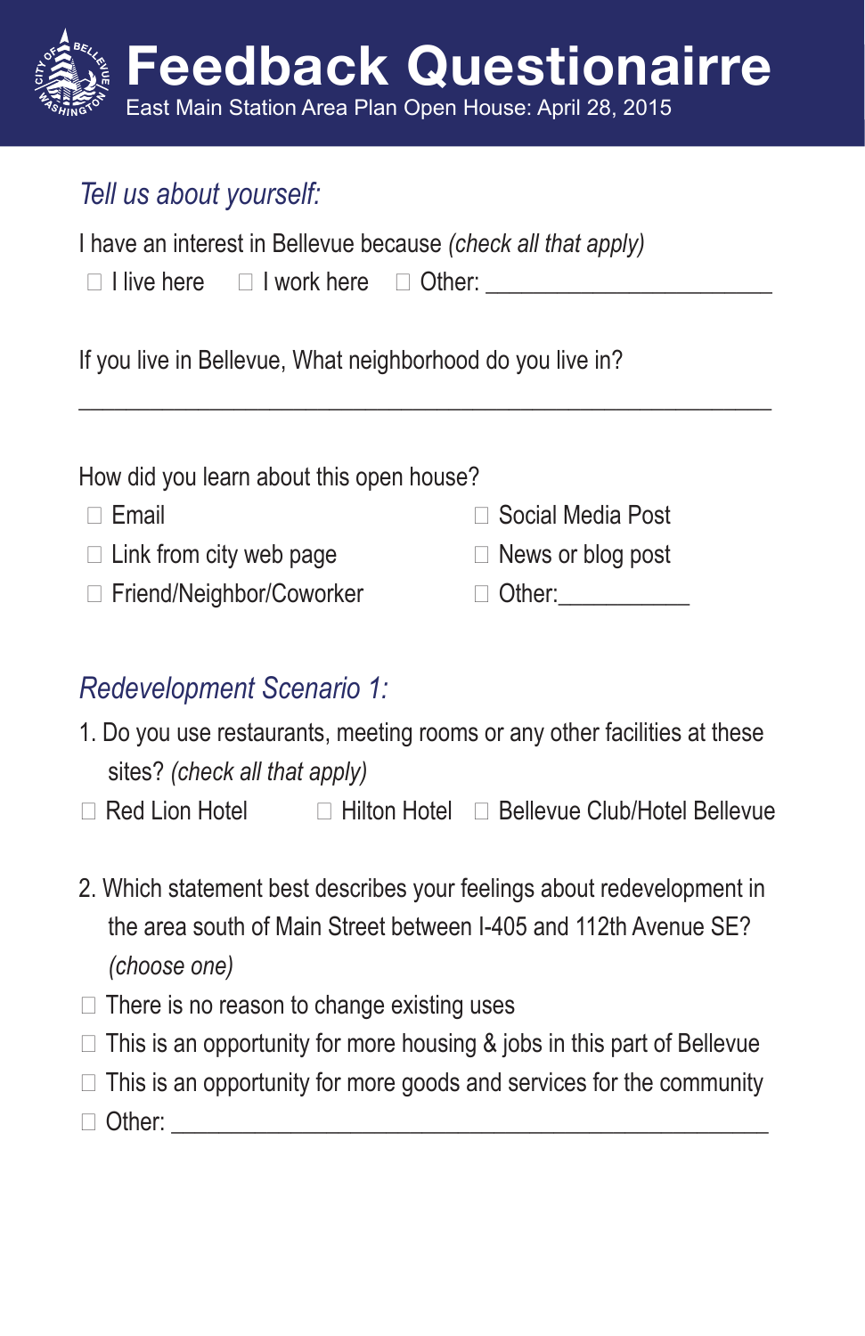# Feedback Questionnaire

East Main Station Area Plan Open House: April 28, 2015

## *Tell us about yourself:*

I have an interest in Bellevue because *(check all that apply)*

☐ I live here ☐ I work here ☐ Other: ______________________

If you live in Bellevue, What neighborhood do you live in?

______________________________________________________

How did you learn about this open house?

☐ Email
☐ Link from city web page
☐ Friend/Neighbor/Coworker
☐ Social Media Post
☐ News or blog post
☐ Other:___________

## *Redevelopment Scenario 1:*

1. Do you use restaurants, meeting rooms or any other facilities at these sites? *(check all that apply)*

☐ Red Lion Hotel ☐ Hilton Hotel ☐ Bellevue Club/Hotel Bellevue

2. Which statement best describes your feelings about redevelopment in the area south of Main Street between I-405 and 112th Avenue SE? *(choose one)*

☐ There is no reason to change existing uses
☐ This is an opportunity for more housing & jobs in this part of Bellevue
☐ This is an opportunity for more goods and services for the community
☐ Other: ______________________________________________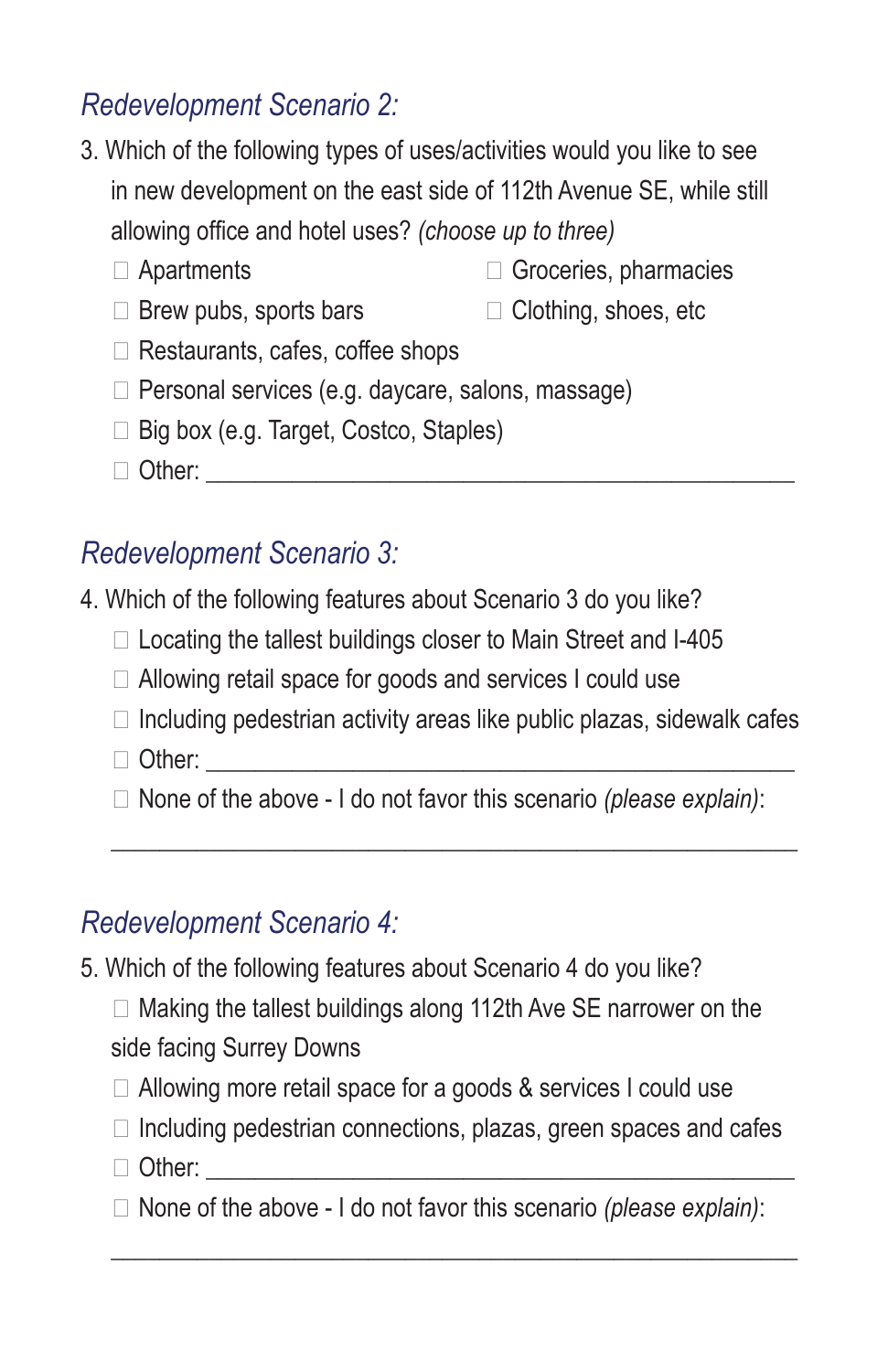## *Redevelopment Scenario 2:*

3. Which of the following types of uses/activities would you like to see in new development on the east side of 112th Avenue SE, while still allowing office and hotel uses? *(choose up to three)*

- ☐ Apartments
- ☐ Groceries, pharmacies
- ☐ Brew pubs, sports bars
- ☐ Clothing, shoes, etc
- ☐ Restaurants, cafes, coffee shops
- ☐ Personal services (e.g. daycare, salons, massage)
- ☐ Big box (e.g. Target, Costco, Staples)
- ☐ Other: ______________________________________________

## *Redevelopment Scenario 3:*

4. Which of the following features about Scenario 3 do you like?

- ☐ Locating the tallest buildings closer to Main Street and I-405
- ☐ Allowing retail space for goods and services I could use
- ☐ Including pedestrian activity areas like public plazas, sidewalk cafes
- ☐ Other: ______________________________________________
- ☐ None of the above - I do not favor this scenario *(please explain)*:

______________________________________________________

## *Redevelopment Scenario 4:*

5. Which of the following features about Scenario 4 do you like?

- ☐ Making the tallest buildings along 112th Ave SE narrower on the side facing Surrey Downs
- ☐ Allowing more retail space for a goods & services I could use
- ☐ Including pedestrian connections, plazas, green spaces and cafes
- ☐ Other: ______________________________________________
- ☐ None of the above - I do not favor this scenario *(please explain)*:

______________________________________________________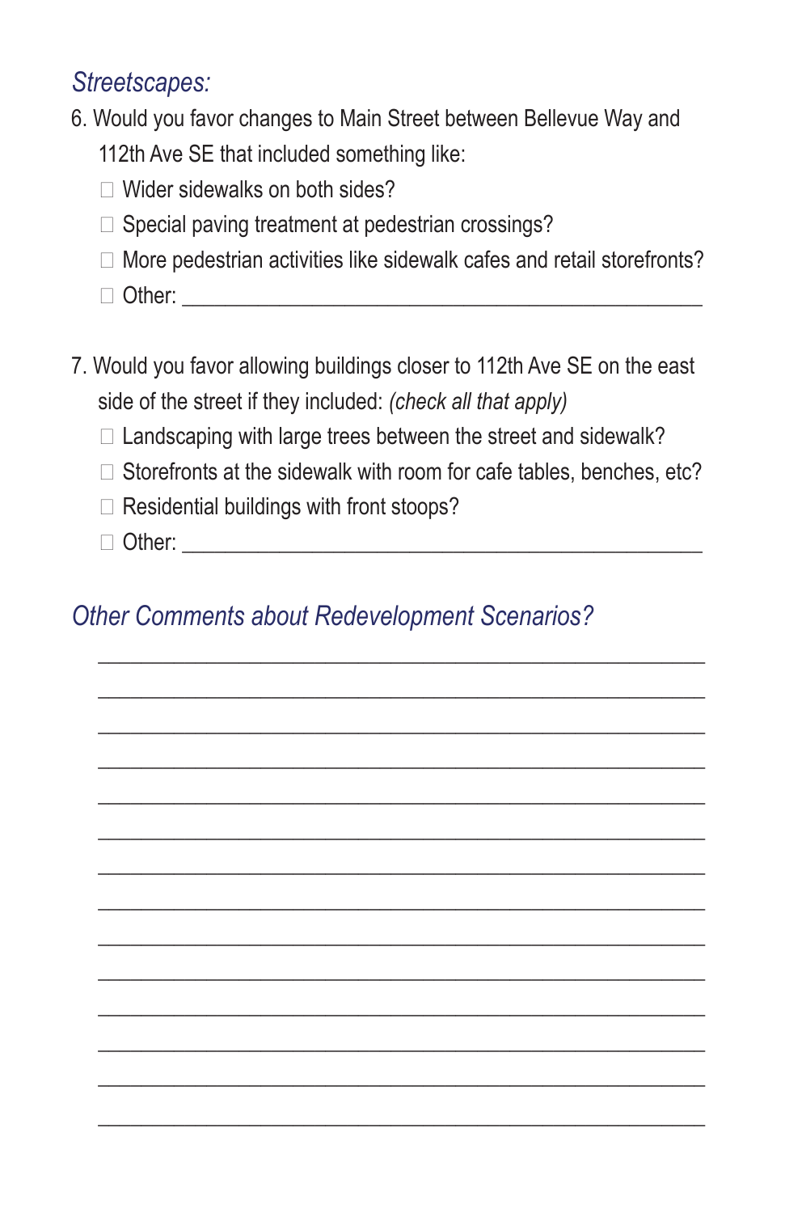## *Streetscapes:*

6. Would you favor changes to Main Street between Bellevue Way and 112th Ave SE that included something like:
   - ☐ Wider sidewalks on both sides?
   - ☐ Special paving treatment at pedestrian crossings?
   - ☐ More pedestrian activities like sidewalk cafes and retail storefronts?
   - ☐ Other: ______________________________________________

7. Would you favor allowing buildings closer to 112th Ave SE on the east side of the street if they included: *(check all that apply)*
   - ☐ Landscaping with large trees between the street and sidewalk?
   - ☐ Storefronts at the sidewalk with room for cafe tables, benches, etc?
   - ☐ Residential buildings with front stoops?
   - ☐ Other: ______________________________________________

## *Other Comments about Redevelopment Scenarios?*

______________________________________________________________

______________________________________________________________

______________________________________________________________

______________________________________________________________

______________________________________________________________

______________________________________________________________

______________________________________________________________

______________________________________________________________

______________________________________________________________

______________________________________________________________

______________________________________________________________

______________________________________________________________

______________________________________________________________

______________________________________________________________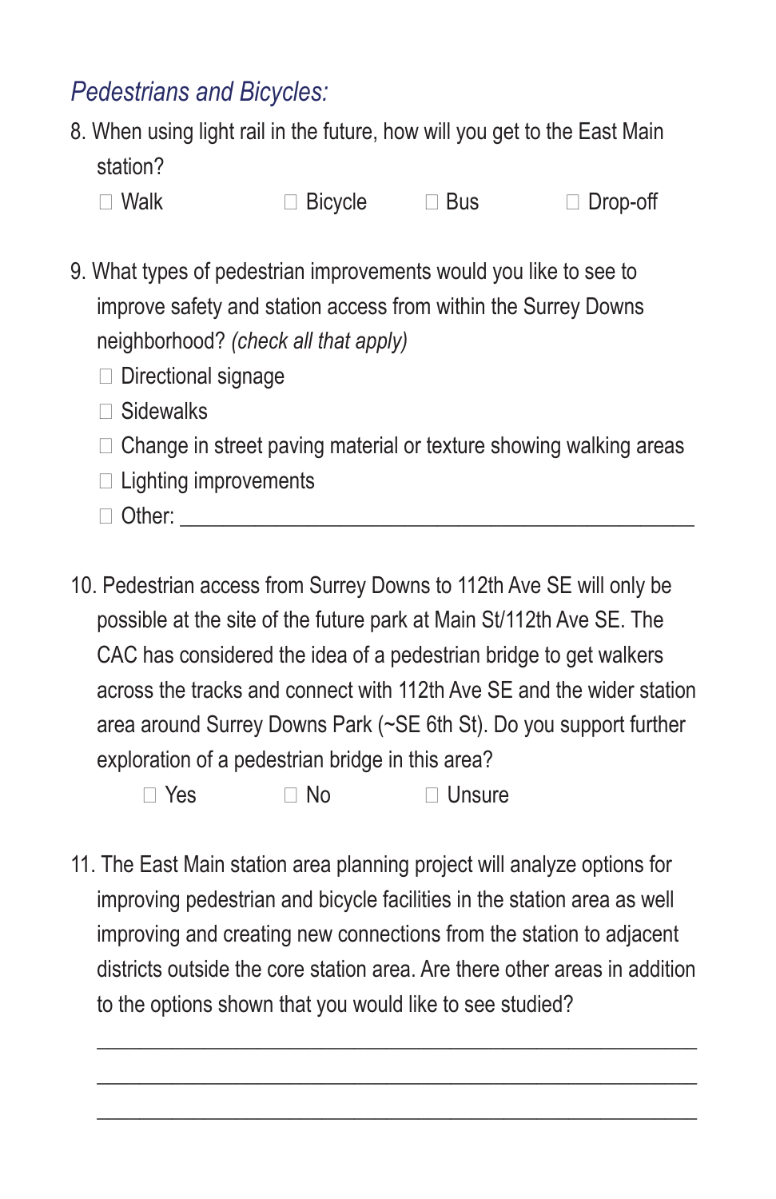## *Pedestrians and Bicycles:*

8. When using light rail in the future, how will you get to the East Main station?

   ☐ Walk ☐ Bicycle ☐ Bus ☐ Drop-off

9. What types of pedestrian improvements would you like to see to improve safety and station access from within the Surrey Downs neighborhood? *(check all that apply)*

   ☐ Directional signage
   ☐ Sidewalks
   ☐ Change in street paving material or texture showing walking areas
   ☐ Lighting improvements
   ☐ Other: ______________________________________________

10. Pedestrian access from Surrey Downs to 112th Ave SE will only be possible at the site of the future park at Main St/112th Ave SE. The CAC has considered the idea of a pedestrian bridge to get walkers across the tracks and connect with 112th Ave SE and the wider station area around Surrey Downs Park (~SE 6th St). Do you support further exploration of a pedestrian bridge in this area?

    ☐ Yes ☐ No ☐ Unsure

11. The East Main station area planning project will analyze options for improving pedestrian and bicycle facilities in the station area as well improving and creating new connections from the station to adjacent districts outside the core station area. Are there other areas in addition to the options shown that you would like to see studied?

    ______________________________________________

    ______________________________________________

    ______________________________________________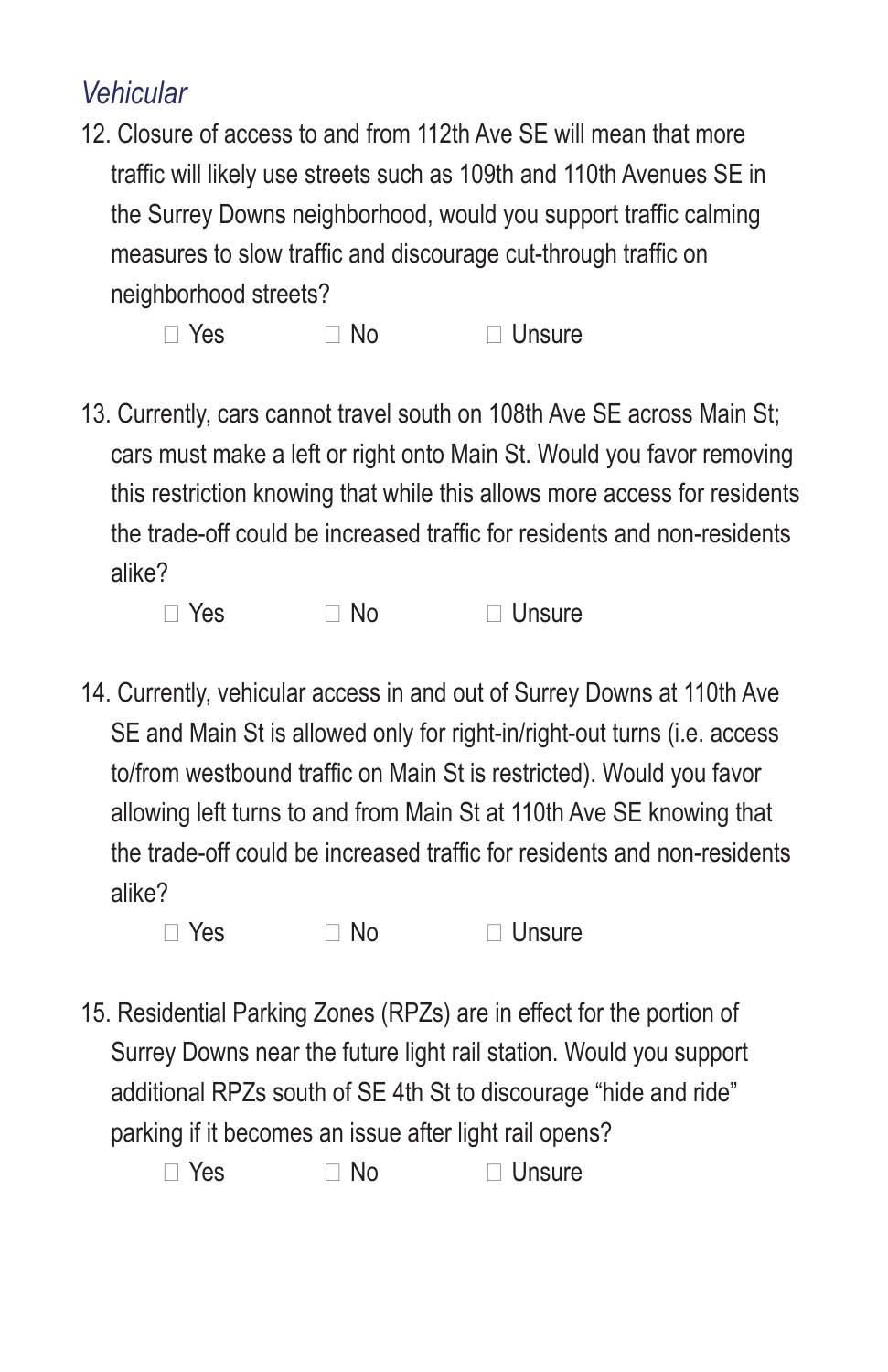### *Vehicular*

12. Closure of access to and from 112th Ave SE will mean that more traffic will likely use streets such as 109th and 110th Avenues SE in the Surrey Downs neighborhood, would you support traffic calming measures to slow traffic and discourage cut-through traffic on neighborhood streets?

☐ Yes ☐ No ☐ Unsure

13. Currently, cars cannot travel south on 108th Ave SE across Main St; cars must make a left or right onto Main St. Would you favor removing this restriction knowing that while this allows more access for residents the trade-off could be increased traffic for residents and non-residents alike?

☐ Yes ☐ No ☐ Unsure

14. Currently, vehicular access in and out of Surrey Downs at 110th Ave SE and Main St is allowed only for right-in/right-out turns (i.e. access to/from westbound traffic on Main St is restricted). Would you favor allowing left turns to and from Main St at 110th Ave SE knowing that the trade-off could be increased traffic for residents and non-residents alike?

☐ Yes ☐ No ☐ Unsure

15. Residential Parking Zones (RPZs) are in effect for the portion of Surrey Downs near the future light rail station. Would you support additional RPZs south of SE 4th St to discourage “hide and ride” parking if it becomes an issue after light rail opens?

☐ Yes ☐ No ☐ Unsure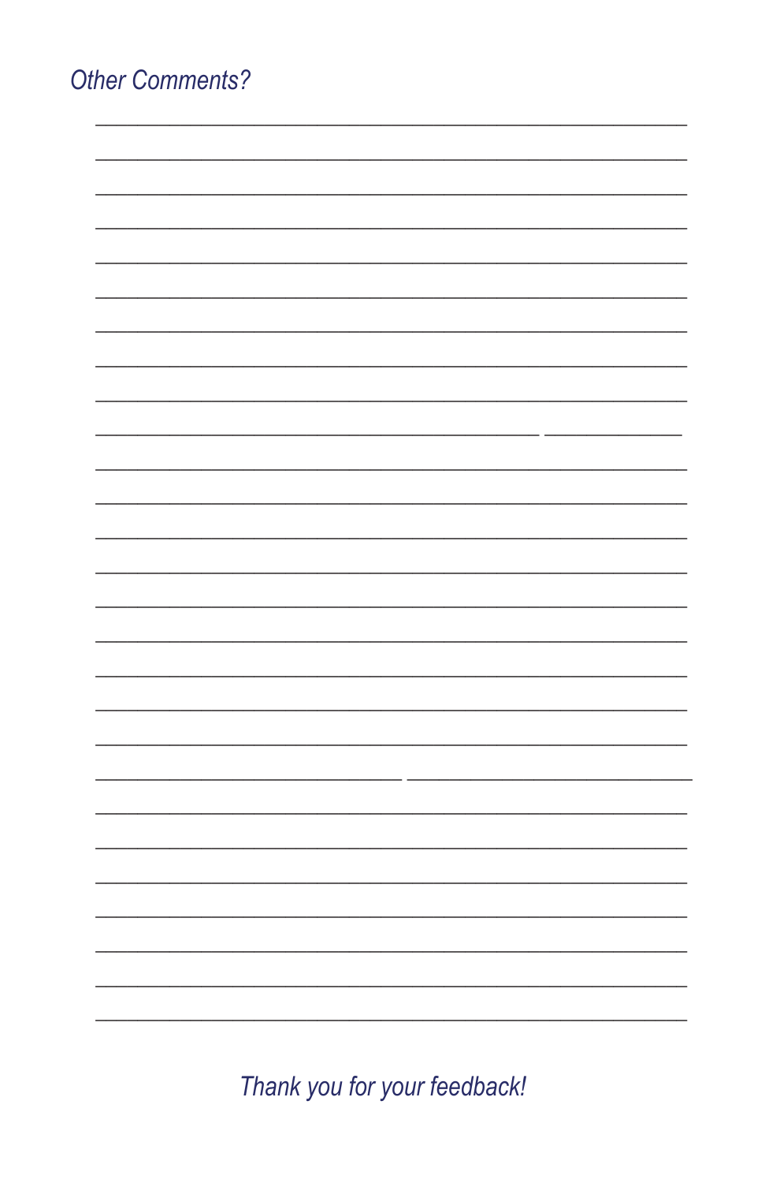*Other Comments?*

\_\_\_\_\_\_\_\_\_\_\_\_\_\_\_\_\_\_\_\_\_\_\_\_\_\_\_\_\_\_\_\_\_\_\_\_\_\_\_\_\_\_\_\_\_\_\_\_\_\_\_\_\_\_\_\_\_\_\_\_

*Thank you for your feedback!*

*Other Comments?*

*Thank you for your feedback!*